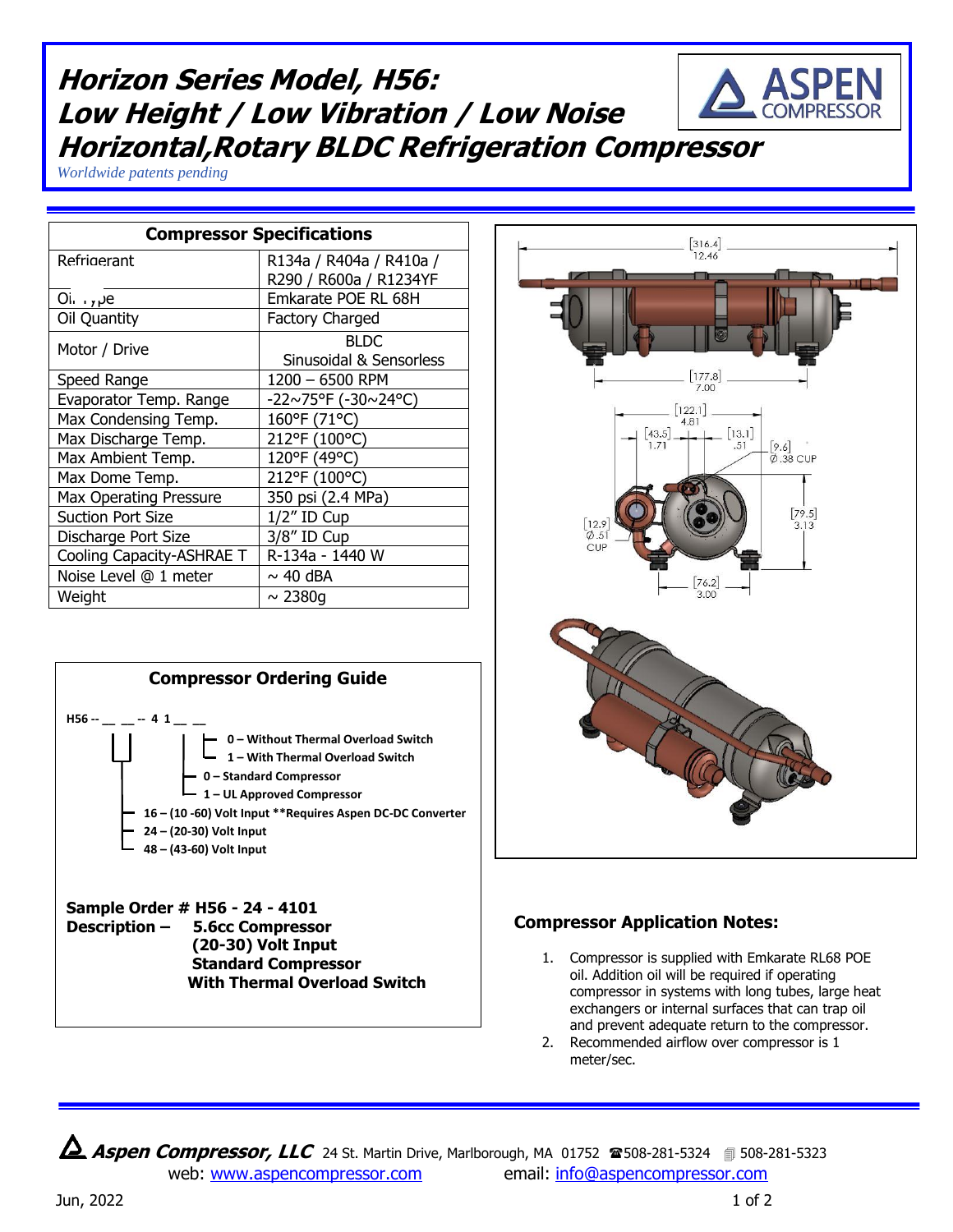# Horizon Series Model, H56: Low Height / Low Vibration / Low Noise Horizontal,Rotary BLDC Refrigeration Compressor

*Worldwide patents pending*

| Compressor Specifications | |
|---|---|
| Refrigerant | R134a / R404a / R410a / R290 / R600a / R1234YF |
| Oil Type | Emkarate POE RL 68H |
| Oil Quantity | Factory Charged |
| Motor / Drive | BLDC Sinusoidal & Sensorless |
| Speed Range | 1200 – 6500 RPM |
| Evaporator Temp. Range | -22~75°F (-30~24°C) |
| Max Condensing Temp. | 160°F (71°C) |
| Max Discharge Temp. | 212°F (100°C) |
| Max Ambient Temp. | 120°F (49°C) |
| Max Dome Temp. | 212°F (100°C) |
| Max Operating Pressure | 350 psi (2.4 MPa) |
| Suction Port Size | 1/2" ID Cup |
| Discharge Port Size | 3/8" ID Cup |
| Cooling Capacity-ASHRAE T | R-134a - 1440 W |
| Noise Level @ 1 meter | ~ 40 dBA |
| Weight | ~ 2380g |

## Compressor Ordering Guide

**H56 -- __ __ -- 4 1 __ __**

- **0 – Without Thermal Overload Switch**
- **1 – With Thermal Overload Switch**
- **0 – Standard Compressor**
- **1 – UL Approved Compressor**
- **16 – (10 -60) Volt Input \*\*Requires Aspen DC-DC Converter**
- **24 – (20-30) Volt Input**
- **48 – (43-60) Volt Input**

**Sample Order # H56 - 24 - 4101**
**Description – 5.6cc Compressor**
**(20-30) Volt Input**
**Standard Compressor**
**With Thermal Overload Switch**

[316.4] 12.46 | [177.8] 7.00 | [122.1] 4.81 | [43.5] 1.71 | [13.1] .51 | [9.6] Ø.38 CUP | [12.9] Ø.51 CUP | [79.5] 3.13 | [76.2] 3.00

## Compressor Application Notes:

1. Compressor is supplied with Emkarate RL68 POE oil. Addition oil will be required if operating compressor in systems with long tubes, large heat exchangers or internal surfaces that can trap oil and prevent adequate return to the compressor.
2. Recommended airflow over compressor is 1 meter/sec.

**Aspen Compressor, LLC** 24 St. Martin Drive, Marlborough, MA 01752 ☎508-281-5324 508-281-5323
web: www.aspencompressor.com email: info@aspencompressor.com

Jun, 2022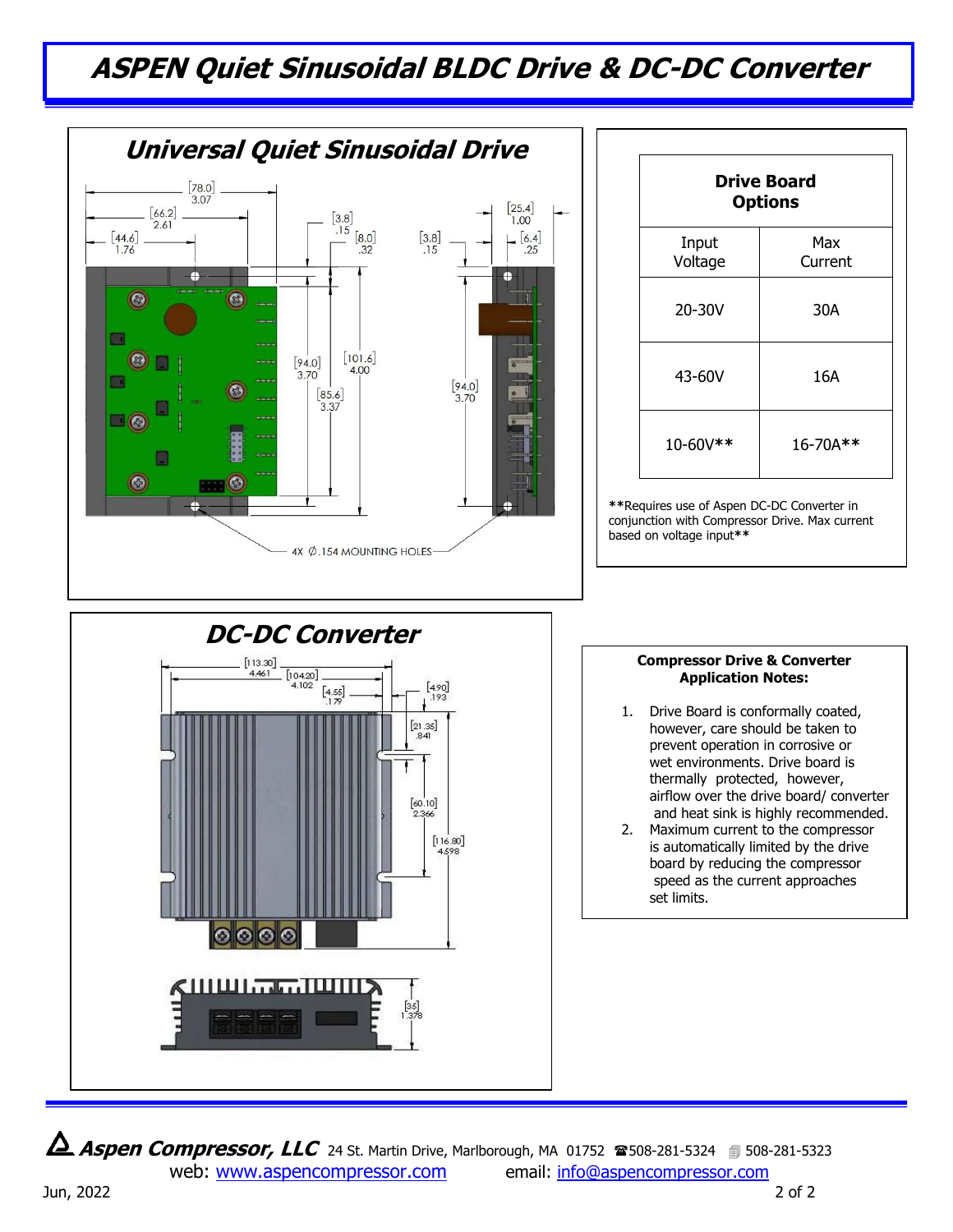# ASPEN Quiet Sinusoidal BLDC Drive & DC-DC Converter

## Universal Quiet Sinusoidal Drive

[78.0]
3.07
[66.2]
2.61
[44.6]
1.76
[3.8]
.15
[8.0]
.32
[3.8]
.15
[25.4]
1.00
[6.4]
.25
[94.0]
3.70
[101.6]
4.00
[85.6]
3.37
[94.0]
3.70
4X ∅.154 MOUNTING HOLES

| Drive Board Options | |
|---|---|
| Input Voltage | Max Current |
| 20-30V | 30A |
| 43-60V | 16A |
| 10-60V** | 16-70A** |

**Requires use of Aspen DC-DC Converter in conjunction with Compressor Drive. Max current based on voltage input**

## DC-DC Converter

[113.30]
4.461
[104.20]
4.102
[4.55]
.179
[4.90]
.193
[21.35]
.841
[60.10]
2.366
[116.80]
4.598
[35]
1.378

**Compressor Drive & Converter Application Notes:**

1. Drive Board is conformally coated, however, care should be taken to prevent operation in corrosive or wet environments. Drive board is thermally protected, however, airflow over the drive board/ converter and heat sink is highly recommended.
2. Maximum current to the compressor is automatically limited by the drive board by reducing the compressor speed as the current approaches set limits.

**Aspen Compressor, LLC** 24 St. Martin Drive, Marlborough, MA 01752 ☎508-281-5324 508-281-5323
web: www.aspencompressor.com email: info@aspencompressor.com
Jun, 2022